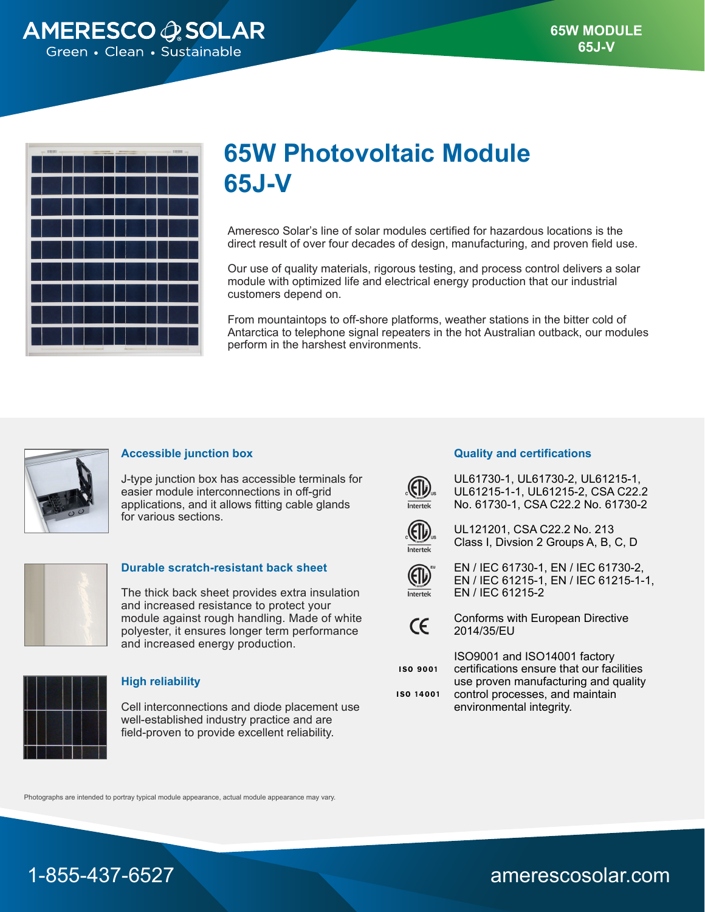AMERESCO SOLAR
Green • Clean • Sustainable

65W MODULE
65J-V

# 65W Photovoltaic Module 65J-V

Ameresco Solar's line of solar modules certified for hazardous locations is the direct result of over four decades of design, manufacturing, and proven field use.

Our use of quality materials, rigorous testing, and process control delivers a solar module with optimized life and electrical energy production that our industrial customers depend on.

From mountaintops to off-shore platforms, weather stations in the bitter cold of Antarctica to telephone signal repeaters in the hot Australian outback, our modules perform in the harshest environments.

### Accessible junction box

J-type junction box has accessible terminals for easier module interconnections in off-grid applications, and it allows fitting cable glands for various sections.

### Durable scratch-resistant back sheet

The thick back sheet provides extra insulation and increased resistance to protect your module against rough handling. Made of white polyester, it ensures longer term performance and increased energy production.

### High reliability

Cell interconnections and diode placement use well-established industry practice and are field-proven to provide excellent reliability.

### Quality and certifications

UL61730-1, UL61730-2, UL61215-1, UL61215-1-1, UL61215-2, CSA C22.2 No. 61730-1, CSA C22.2 No. 61730-2

UL121201, CSA C22.2 No. 213 Class I, Divsion 2 Groups A, B, C, D

EN / IEC 61730-1, EN / IEC 61730-2, EN / IEC 61215-1, EN / IEC 61215-1-1, EN / IEC 61215-2

Conforms with European Directive 2014/35/EU

ISO 9001
ISO 14001

ISO9001 and ISO14001 factory certifications ensure that our facilities use proven manufacturing and quality control processes, and maintain environmental integrity.

Photographs are intended to portray typical module appearance, actual module appearance may vary.

1-855-437-6527 amerescosolar.com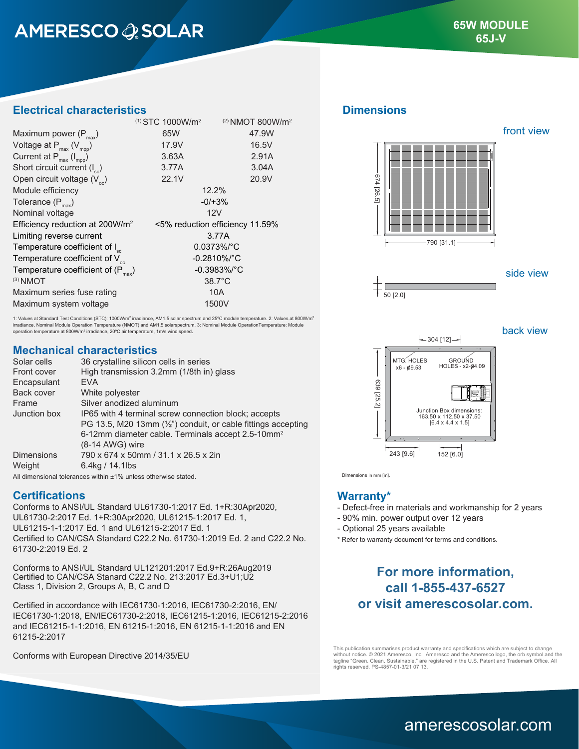# AMERESCO SOLAR

**65W MODULE**
**65J-V**

## Electrical characteristics

| | [(1)] STC 1000W/m² | [(2)] NMOT 800W/m² |
|---|---|---|
| Maximum power ($P_{max}$) | 65W | 47.9W |
| Voltage at $P_{max}$ ($V_{mpp}$) | 17.9V | 16.5V |
| Current at $P_{max}$ ($I_{mpp}$) | 3.63A | 2.91A |
| Short circuit current ($I_{sc}$) | 3.77A | 3.04A |
| Open circuit voltage ($V_{oc}$) | 22.1V | 20.9V |
| Module efficiency | 12.2% | |
| Tolerance ($P_{max}$) | -0/+3% | |
| Nominal voltage | 12V | |
| Efficiency reduction at 200W/m² | <5% reduction efficiency 11.59% | |
| Limiting reverse current | 3.77A | |
| Temperature coefficient of $I_{sc}$ | 0.0373%/°C | |
| Temperature coefficient of $V_{oc}$ | -0.2810%/°C | |
| Temperature coefficient of ($P_{max}$) | -0.3983%/°C | |
| [(3)] NMOT | 38.7°C | |
| Maximum series fuse rating | 10A | |
| Maximum system voltage | 1500V | |

1: Values at Standard Test Conditions (STC): 1000W/m² irradiance, AM1.5 solar spectrum and 25ºC module temperature. 2: Values at 800W/m² irradiance, Nominal Module Operation Temperature (NMOT) and AM1.5 solarspectrum. 3: Nominal Module OperationTemperature: Module operation temperature at 800W/m² irradiance, 20ºC air temperature, 1m/s wind speed.

## Mechanical characteristics

| | |
|---|---|
| Solar cells | 36 crystalline silicon cells in series |
| Front cover | High transmission 3.2mm (1/8th in) glass |
| Encapsulant | EVA |
| Back cover | White polyester |
| Frame | Silver anodized aluminum |
| Junction box | IP65 with 4 terminal screw connection block; accepts PG 13.5, M20 13mm (½") conduit, or cable fittings accepting 6-12mm diameter cable. Terminals accept 2.5-10mm² (8-14 AWG) wire |
| Dimensions | 790 x 674 x 50mm / 31.1 x 26.5 x 2in |
| Weight | 6.4kg / 14.1lbs |

All dimensional tolerances within ±1% unless otherwise stated.

## Certifications

Conforms to ANSI/UL Standard UL61730-1:2017 Ed. 1+R:30Apr2020, UL61730-2:2017 Ed. 1+R:30Apr2020, UL61215-1:2017 Ed. 1, UL61215-1-1:2017 Ed. 1 and UL61215-2:2017 Ed. 1
Certified to CAN/CSA Standard C22.2 No. 61730-1:2019 Ed. 2 and C22.2 No. 61730-2:2019 Ed. 2

Conforms to ANSI/UL Standard UL121201:2017 Ed.9+R:26Aug2019
Certified to CAN/CSA Stanard C22.2 No. 213:2017 Ed.3+U1;U2
Class 1, Division 2, Groups A, B, C and D

Certified in accordance with IEC61730-1:2016, IEC61730-2:2016, EN/IEC61730-1:2018, EN/IEC61730-2:2018, IEC61215-1:2016, IEC61215-2:2016 and IEC61215-1-1:2016, EN 61215-1:2016, EN 61215-1-1:2016 and EN 61215-2:2017

Conforms with European Directive 2014/35/EU

## Dimensions

front view

674 [26.5]

790 [31.1]

side view

50 [2.0]

back view

304 [12]

639 [25.2]

MTG. HOLES x6 - Ø9.53

GROUND HOLES - x2-Ø4.09

Junction Box dimensions: 163.50 x 112.50 x 37.50 [6.4 x 4.4 x 1.5]

243 [9.6]

152 [6.0]

Dimensions in mm [in].

## Warranty*

- Defect-free in materials and workmanship for 2 years
- 90% min. power output over 12 years
- Optional 25 years available

\* Refer to warranty document for terms and conditions.

**For more information, call 1-855-437-6527 or visit amerescosolar.com.**

This publication summarises product warranty and specifications which are subject to change without notice. © 2021 Ameresco, Inc. Ameresco and the Ameresco logo, the orb symbol and the tagline "Green. Clean. Sustainable." are registered in the U.S. Patent and Trademark Office. All rights reserved. PS-4857-01-3/21 07 13.

amerescosolar.com